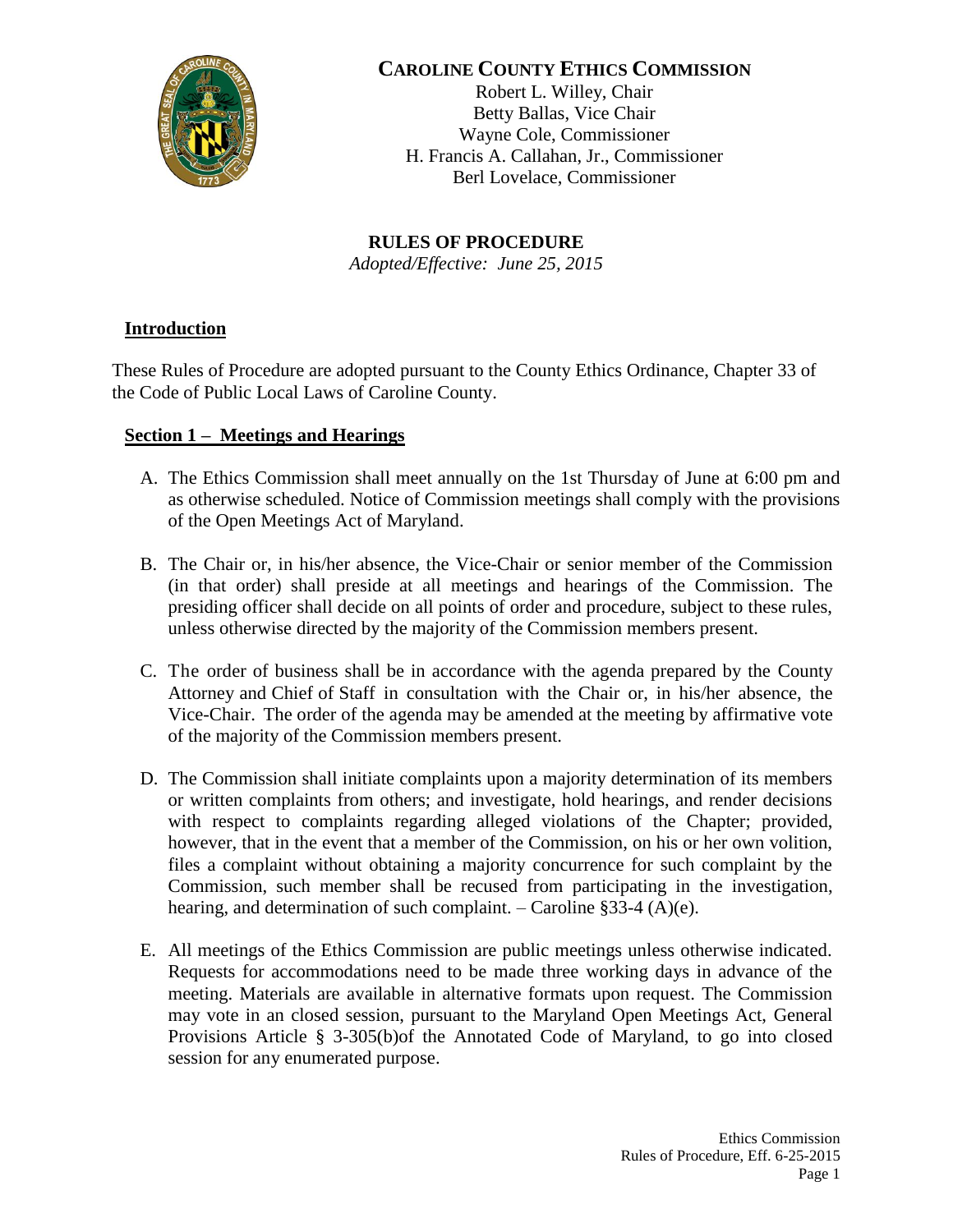# CAROLINE COUNTY ETHICS COMMISSION

Robert L. Willey, Chair
Betty Ballas, Vice Chair
Wayne Cole, Commissioner
H. Francis A. Callahan, Jr., Commissioner
Berl Lovelace, Commissioner

## RULES OF PROCEDURE

*Adopted/Effective: June 25, 2015*

### Introduction

These Rules of Procedure are adopted pursuant to the County Ethics Ordinance, Chapter 33 of the Code of Public Local Laws of Caroline County.

### Section 1 – Meetings and Hearings

A. The Ethics Commission shall meet annually on the 1st Thursday of June at 6:00 pm and as otherwise scheduled. Notice of Commission meetings shall comply with the provisions of the Open Meetings Act of Maryland.

B. The Chair or, in his/her absence, the Vice-Chair or senior member of the Commission (in that order) shall preside at all meetings and hearings of the Commission. The presiding officer shall decide on all points of order and procedure, subject to these rules, unless otherwise directed by the majority of the Commission members present.

C. The order of business shall be in accordance with the agenda prepared by the County Attorney and Chief of Staff in consultation with the Chair or, in his/her absence, the Vice-Chair. The order of the agenda may be amended at the meeting by affirmative vote of the majority of the Commission members present.

D. The Commission shall initiate complaints upon a majority determination of its members or written complaints from others; and investigate, hold hearings, and render decisions with respect to complaints regarding alleged violations of the Chapter; provided, however, that in the event that a member of the Commission, on his or her own volition, files a complaint without obtaining a majority concurrence for such complaint by the Commission, such member shall be recused from participating in the investigation, hearing, and determination of such complaint. – Caroline §33-4 (A)(e).

E. All meetings of the Ethics Commission are public meetings unless otherwise indicated. Requests for accommodations need to be made three working days in advance of the meeting. Materials are available in alternative formats upon request. The Commission may vote in an closed session, pursuant to the Maryland Open Meetings Act, General Provisions Article § 3-305(b)of the Annotated Code of Maryland, to go into closed session for any enumerated purpose.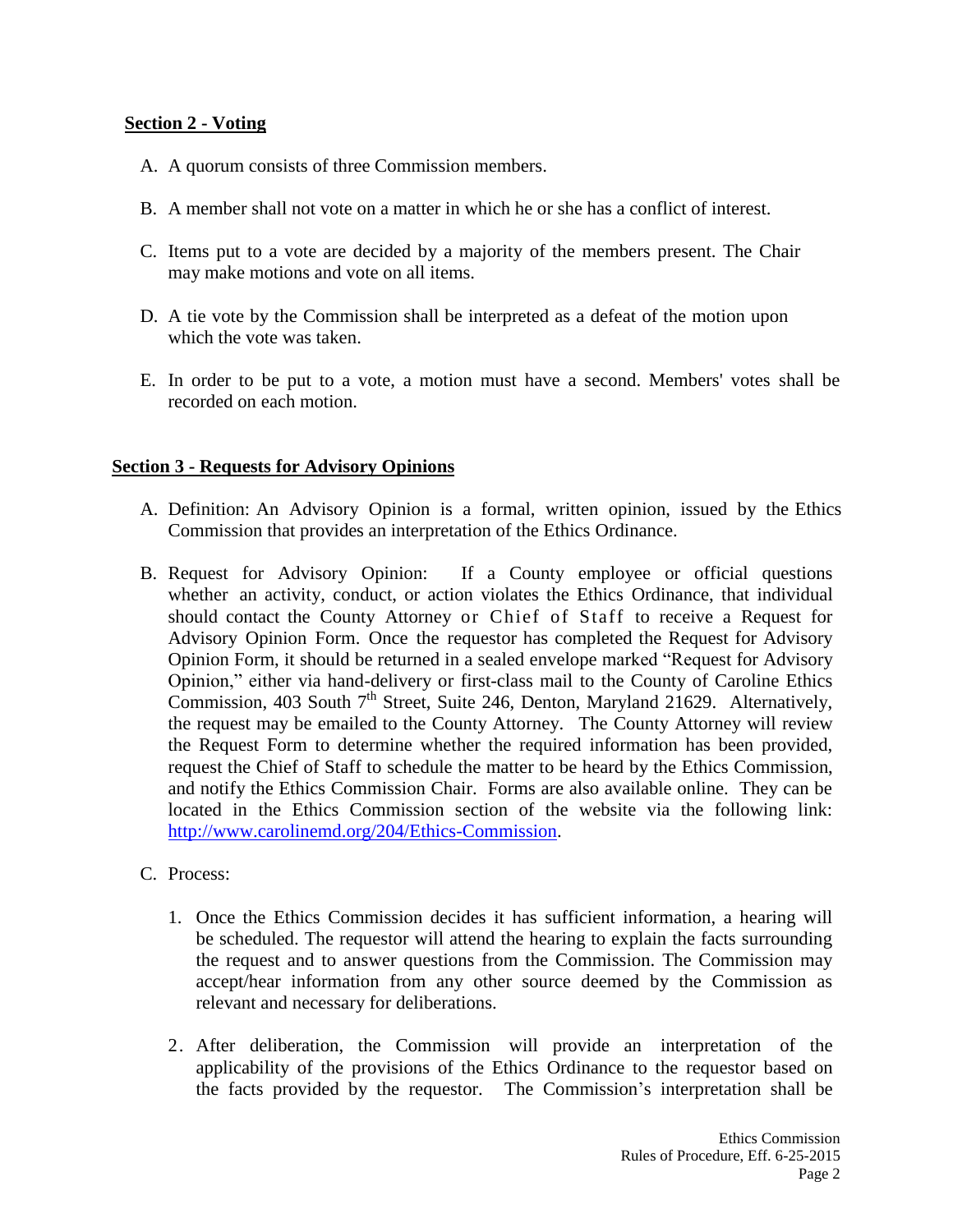**Section 2 - Voting**

A. A quorum consists of three Commission members.

B. A member shall not vote on a matter in which he or she has a conflict of interest.

C. Items put to a vote are decided by a majority of the members present. The Chair may make motions and vote on all items.

D. A tie vote by the Commission shall be interpreted as a defeat of the motion upon which the vote was taken.

E. In order to be put to a vote, a motion must have a second. Members' votes shall be recorded on each motion.

**Section 3 - Requests for Advisory Opinions**

A. Definition: An Advisory Opinion is a formal, written opinion, issued by the Ethics Commission that provides an interpretation of the Ethics Ordinance.

B. Request for Advisory Opinion: If a County employee or official questions whether an activity, conduct, or action violates the Ethics Ordinance, that individual should contact the County Attorney or Chief of Staff to receive a Request for Advisory Opinion Form. Once the requestor has completed the Request for Advisory Opinion Form, it should be returned in a sealed envelope marked "Request for Advisory Opinion," either via hand-delivery or first-class mail to the County of Caroline Ethics Commission, 403 South 7th Street, Suite 246, Denton, Maryland 21629. Alternatively, the request may be emailed to the County Attorney. The County Attorney will review the Request Form to determine whether the required information has been provided, request the Chief of Staff to schedule the matter to be heard by the Ethics Commission, and notify the Ethics Commission Chair. Forms are also available online. They can be located in the Ethics Commission section of the website via the following link: http://www.carolinemd.org/204/Ethics-Commission.

C. Process:

1. Once the Ethics Commission decides it has sufficient information, a hearing will be scheduled. The requestor will attend the hearing to explain the facts surrounding the request and to answer questions from the Commission. The Commission may accept/hear information from any other source deemed by the Commission as relevant and necessary for deliberations.

2. After deliberation, the Commission will provide an interpretation of the applicability of the provisions of the Ethics Ordinance to the requestor based on the facts provided by the requestor. The Commission's interpretation shall be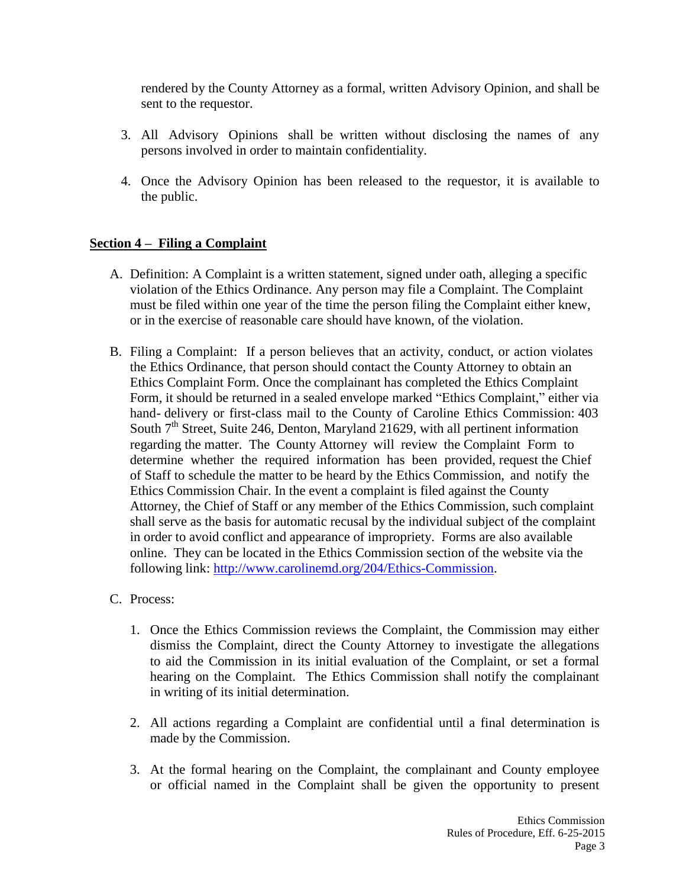rendered by the County Attorney as a formal, written Advisory Opinion, and shall be sent to the requestor.

3. All Advisory Opinions shall be written without disclosing the names of any persons involved in order to maintain confidentiality.

4. Once the Advisory Opinion has been released to the requestor, it is available to the public.

## **Section 4 – Filing a Complaint**

A. Definition: A Complaint is a written statement, signed under oath, alleging a specific violation of the Ethics Ordinance. Any person may file a Complaint. The Complaint must be filed within one year of the time the person filing the Complaint either knew, or in the exercise of reasonable care should have known, of the violation.

B. Filing a Complaint: If a person believes that an activity, conduct, or action violates the Ethics Ordinance, that person should contact the County Attorney to obtain an Ethics Complaint Form. Once the complainant has completed the Ethics Complaint Form, it should be returned in a sealed envelope marked "Ethics Complaint," either via hand- delivery or first-class mail to the County of Caroline Ethics Commission: 403 South 7th Street, Suite 246, Denton, Maryland 21629, with all pertinent information regarding the matter. The County Attorney will review the Complaint Form to determine whether the required information has been provided, request the Chief of Staff to schedule the matter to be heard by the Ethics Commission, and notify the Ethics Commission Chair. In the event a complaint is filed against the County Attorney, the Chief of Staff or any member of the Ethics Commission, such complaint shall serve as the basis for automatic recusal by the individual subject of the complaint in order to avoid conflict and appearance of impropriety. Forms are also available online. They can be located in the Ethics Commission section of the website via the following link: http://www.carolinemd.org/204/Ethics-Commission.

C. Process:

1. Once the Ethics Commission reviews the Complaint, the Commission may either dismiss the Complaint, direct the County Attorney to investigate the allegations to aid the Commission in its initial evaluation of the Complaint, or set a formal hearing on the Complaint. The Ethics Commission shall notify the complainant in writing of its initial determination.

2. All actions regarding a Complaint are confidential until a final determination is made by the Commission.

3. At the formal hearing on the Complaint, the complainant and County employee or official named in the Complaint shall be given the opportunity to present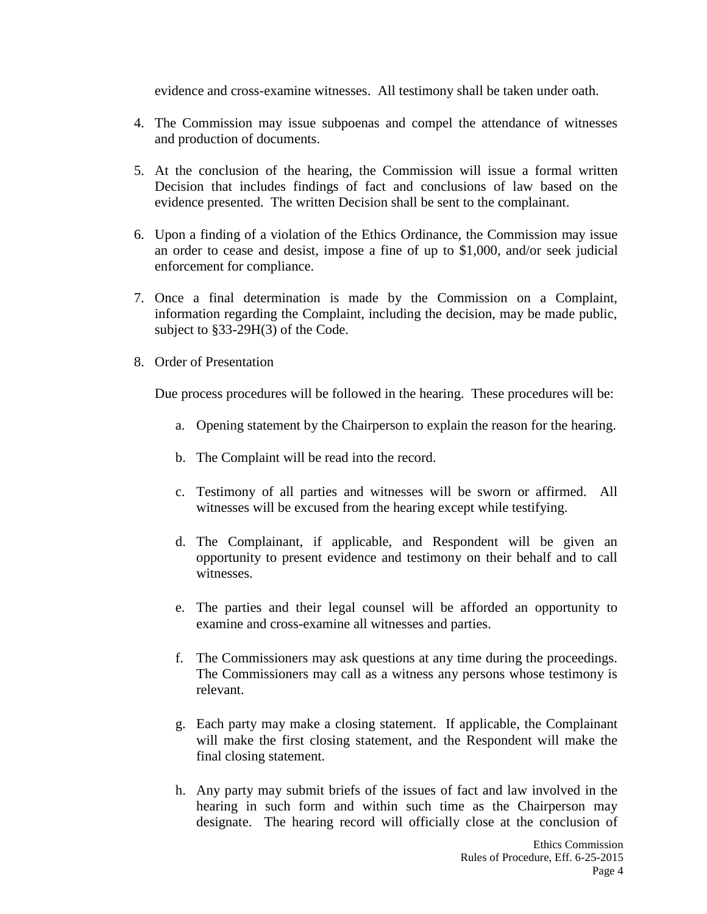evidence and cross-examine witnesses. All testimony shall be taken under oath.

4. The Commission may issue subpoenas and compel the attendance of witnesses and production of documents.

5. At the conclusion of the hearing, the Commission will issue a formal written Decision that includes findings of fact and conclusions of law based on the evidence presented. The written Decision shall be sent to the complainant.

6. Upon a finding of a violation of the Ethics Ordinance, the Commission may issue an order to cease and desist, impose a fine of up to $1,000, and/or seek judicial enforcement for compliance.

7. Once a final determination is made by the Commission on a Complaint, information regarding the Complaint, including the decision, may be made public, subject to §33-29H(3) of the Code.

8. Order of Presentation

   Due process procedures will be followed in the hearing. These procedures will be:

   a. Opening statement by the Chairperson to explain the reason for the hearing.

   b. The Complaint will be read into the record.

   c. Testimony of all parties and witnesses will be sworn or affirmed. All witnesses will be excused from the hearing except while testifying.

   d. The Complainant, if applicable, and Respondent will be given an opportunity to present evidence and testimony on their behalf and to call witnesses.

   e. The parties and their legal counsel will be afforded an opportunity to examine and cross-examine all witnesses and parties.

   f. The Commissioners may ask questions at any time during the proceedings. The Commissioners may call as a witness any persons whose testimony is relevant.

   g. Each party may make a closing statement. If applicable, the Complainant will make the first closing statement, and the Respondent will make the final closing statement.

   h. Any party may submit briefs of the issues of fact and law involved in the hearing in such form and within such time as the Chairperson may designate. The hearing record will officially close at the conclusion of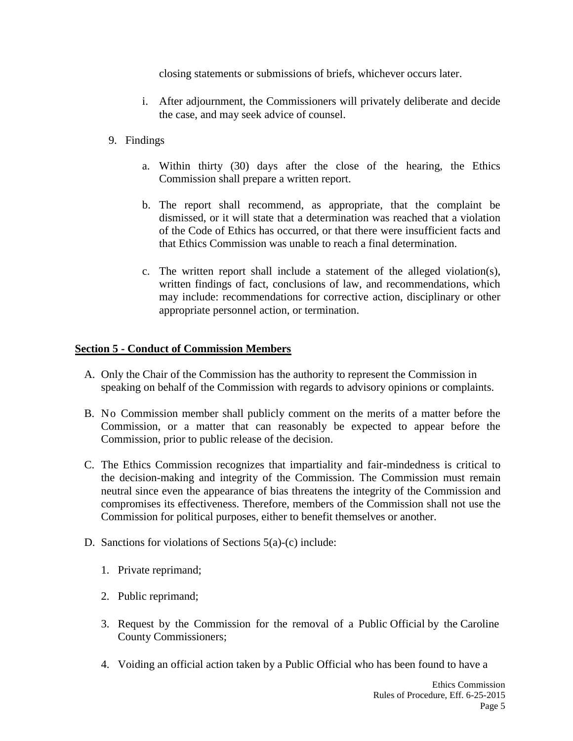closing statements or submissions of briefs, whichever occurs later.

i. After adjournment, the Commissioners will privately deliberate and decide the case, and may seek advice of counsel.

9. Findings

   a. Within thirty (30) days after the close of the hearing, the Ethics Commission shall prepare a written report.

   b. The report shall recommend, as appropriate, that the complaint be dismissed, or it will state that a determination was reached that a violation of the Code of Ethics has occurred, or that there were insufficient facts and that Ethics Commission was unable to reach a final determination.

   c. The written report shall include a statement of the alleged violation(s), written findings of fact, conclusions of law, and recommendations, which may include: recommendations for corrective action, disciplinary or other appropriate personnel action, or termination.

**Section 5 - Conduct of Commission Members**

A. Only the Chair of the Commission has the authority to represent the Commission in speaking on behalf of the Commission with regards to advisory opinions or complaints.

B. No Commission member shall publicly comment on the merits of a matter before the Commission, or a matter that can reasonably be expected to appear before the Commission, prior to public release of the decision.

C. The Ethics Commission recognizes that impartiality and fair-mindedness is critical to the decision-making and integrity of the Commission. The Commission must remain neutral since even the appearance of bias threatens the integrity of the Commission and compromises its effectiveness. Therefore, members of the Commission shall not use the Commission for political purposes, either to benefit themselves or another.

D. Sanctions for violations of Sections 5(a)-(c) include:

   1. Private reprimand;

   2. Public reprimand;

   3. Request by the Commission for the removal of a Public Official by the Caroline County Commissioners;

   4. Voiding an official action taken by a Public Official who has been found to have a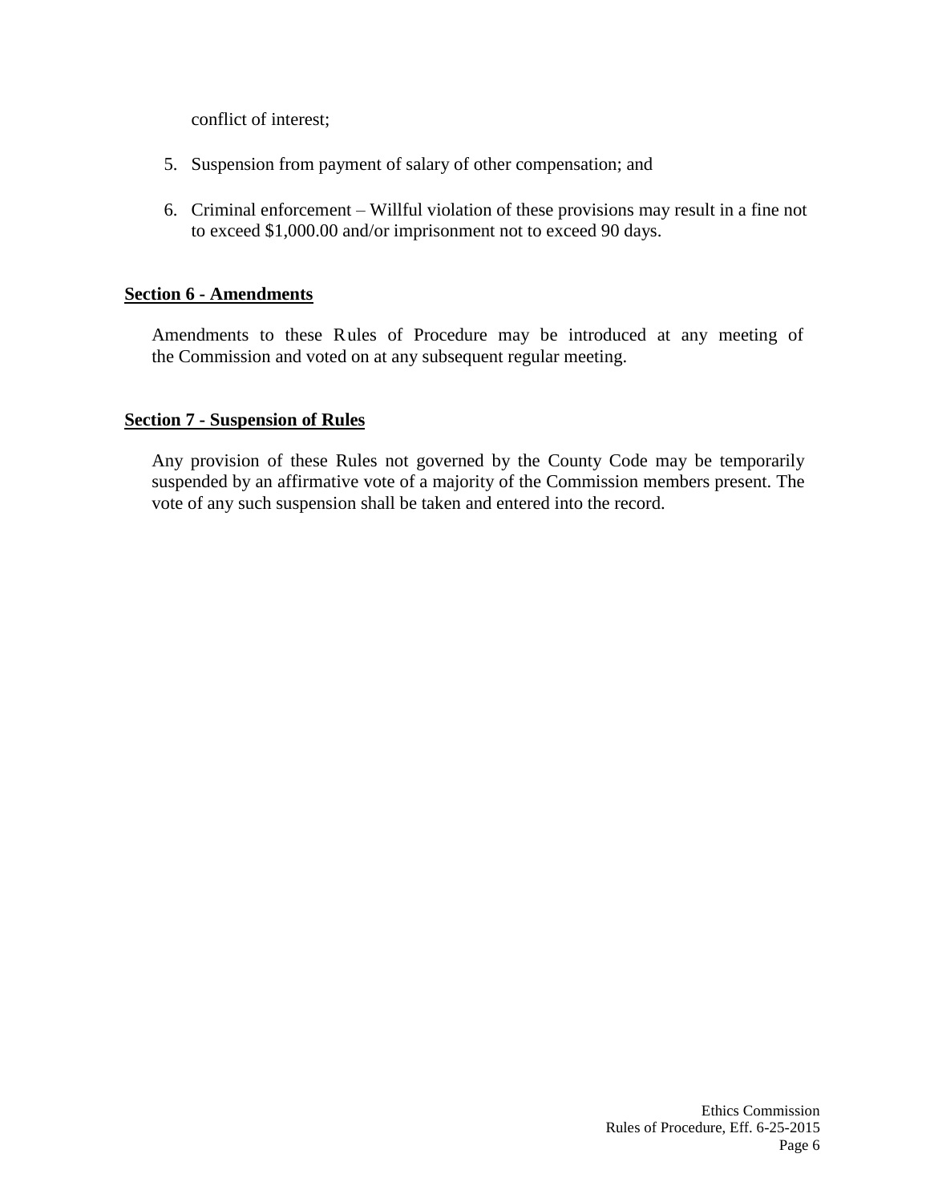conflict of interest;

5. Suspension from payment of salary of other compensation; and

6. Criminal enforcement – Willful violation of these provisions may result in a fine not to exceed $1,000.00 and/or imprisonment not to exceed 90 days.

**Section 6 - Amendments**

Amendments to these Rules of Procedure may be introduced at any meeting of the Commission and voted on at any subsequent regular meeting.

**Section 7 - Suspension of Rules**

Any provision of these Rules not governed by the County Code may be temporarily suspended by an affirmative vote of a majority of the Commission members present. The vote of any such suspension shall be taken and entered into the record.